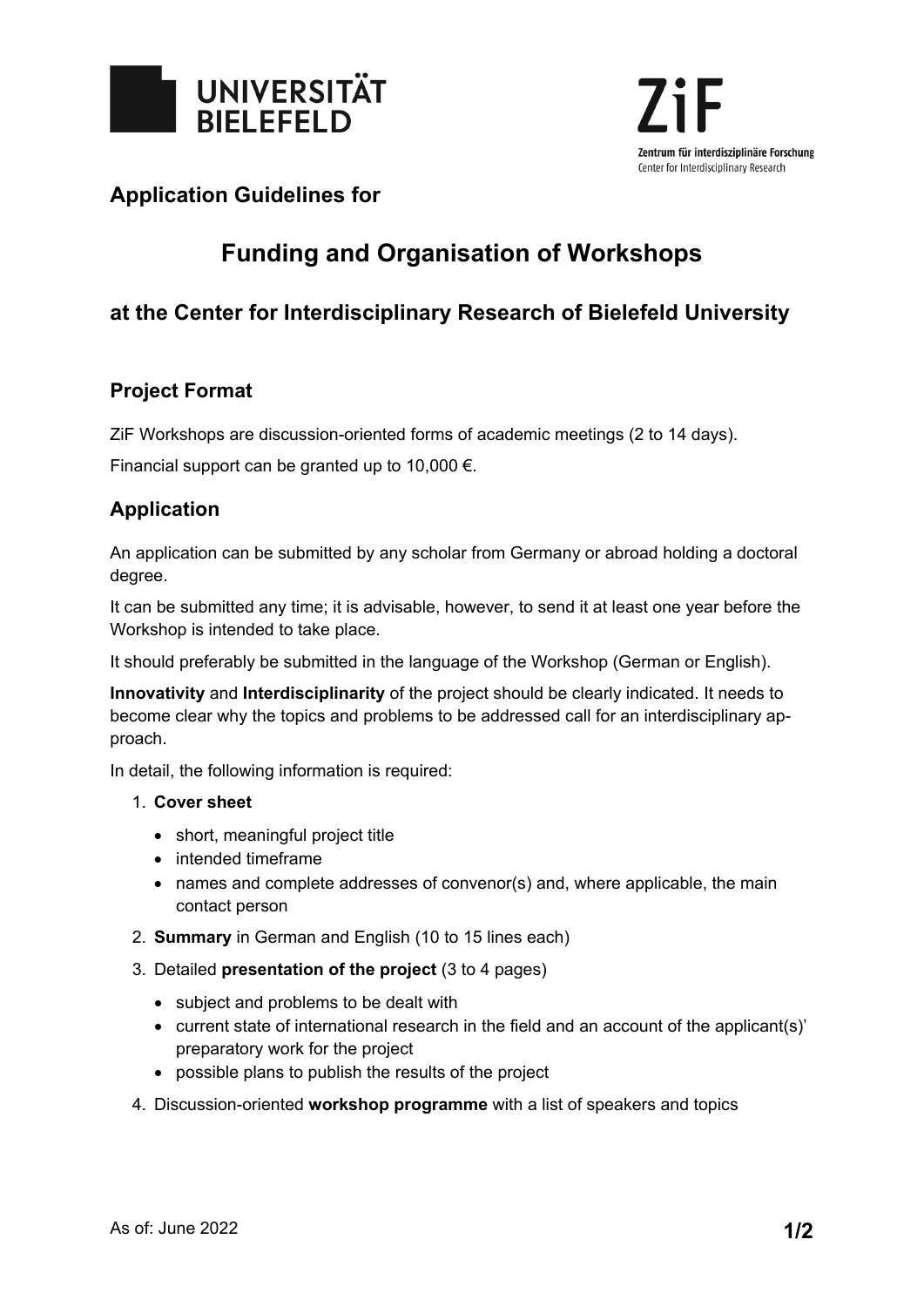**Application Guidelines for**

# Funding and Organisation of Workshops

## at the Center for Interdisciplinary Research of Bielefeld University

### Project Format

ZiF Workshops are discussion-oriented forms of academic meetings (2 to 14 days).

Financial support can be granted up to 10,000 €.

### Application

An application can be submitted by any scholar from Germany or abroad holding a doctoral degree.

It can be submitted any time; it is advisable, however, to send it at least one year before the Workshop is intended to take place.

It should preferably be submitted in the language of the Workshop (German or English).

**Innovativity** and **Interdisciplinarity** of the project should be clearly indicated. It needs to become clear why the topics and problems to be addressed call for an interdisciplinary approach.

In detail, the following information is required:

1. **Cover sheet**
   - short, meaningful project title
   - intended timeframe
   - names and complete addresses of convenor(s) and, where applicable, the main contact person
2. **Summary** in German and English (10 to 15 lines each)
3. Detailed **presentation of the project** (3 to 4 pages)
   - subject and problems to be dealt with
   - current state of international research in the field and an account of the applicant(s)' preparatory work for the project
   - possible plans to publish the results of the project
4. Discussion-oriented **workshop programme** with a list of speakers and topics

As of: June 2022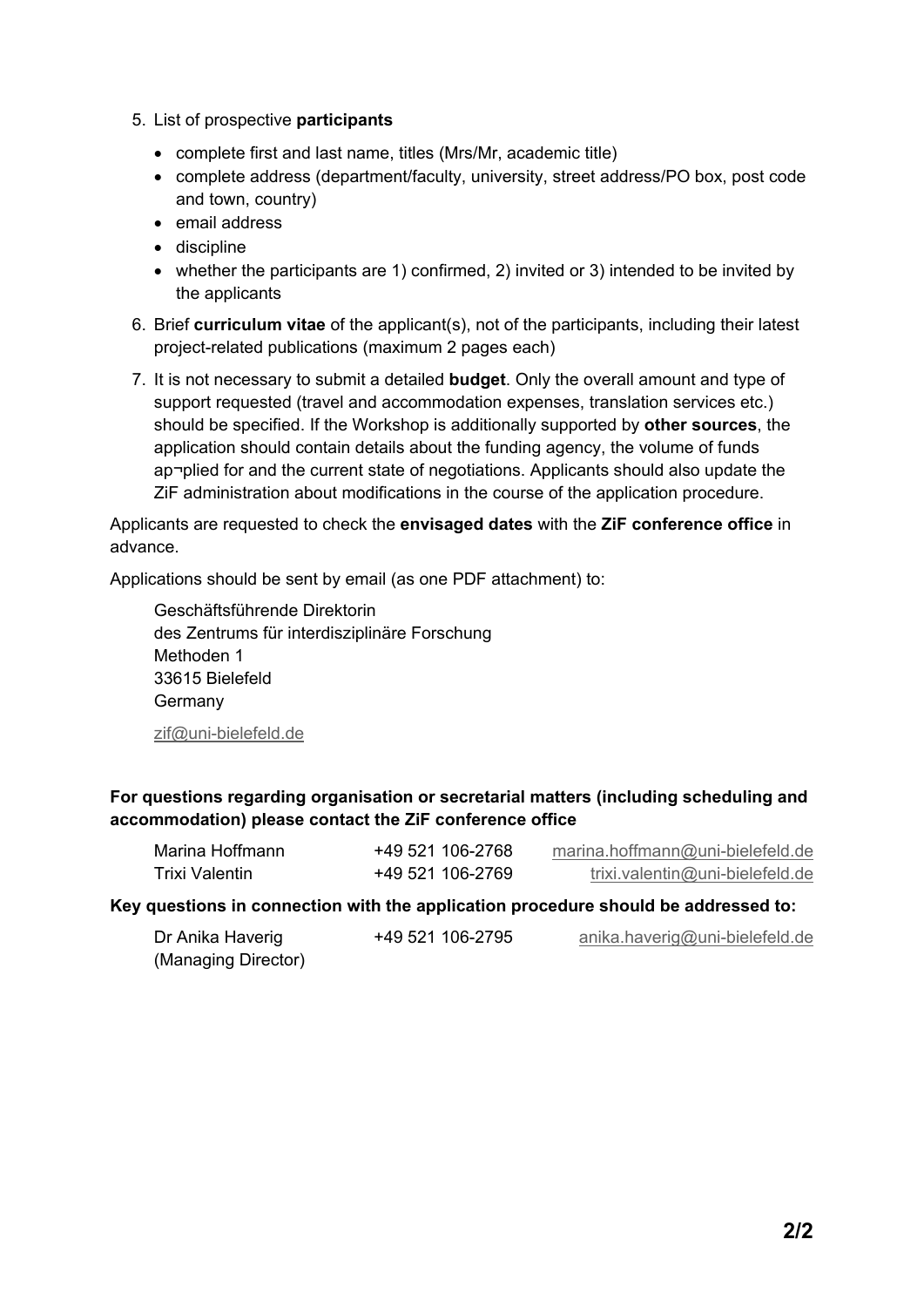5. List of prospective **participants**
    - complete first and last name, titles (Mrs/Mr, academic title)
    - complete address (department/faculty, university, street address/PO box, post code and town, country)
    - email address
    - discipline
    - whether the participants are 1) confirmed, 2) invited or 3) intended to be invited by the applicants
6. Brief **curriculum vitae** of the applicant(s), not of the participants, including their latest project-related publications (maximum 2 pages each)
7. It is not necessary to submit a detailed **budget**. Only the overall amount and type of support requested (travel and accommodation expenses, translation services etc.) should be specified. If the Workshop is additionally supported by **other sources**, the application should contain details about the funding agency, the volume of funds ap¬plied for and the current state of negotiations. Applicants should also update the ZiF administration about modifications in the course of the application procedure.

Applicants are requested to check the **envisaged dates** with the **ZiF conference office** in advance.

Applications should be sent by email (as one PDF attachment) to:

Geschäftsführende Direktorin
des Zentrums für interdisziplinäre Forschung
Methoden 1
33615 Bielefeld
Germany

zif@uni-bielefeld.de

**For questions regarding organisation or secretarial matters (including scheduling and accommodation) please contact the ZiF conference office**

| | | |
|---|---|---|
| Marina Hoffmann | +49 521 106-2768 | marina.hoffmann@uni-bielefeld.de |
| Trixi Valentin | +49 521 106-2769 | trixi.valentin@uni-bielefeld.de |

**Key questions in connection with the application procedure should be addressed to:**

| | | |
|---|---|---|
| Dr Anika Haverig (Managing Director) | +49 521 106-2795 | anika.haverig@uni-bielefeld.de |